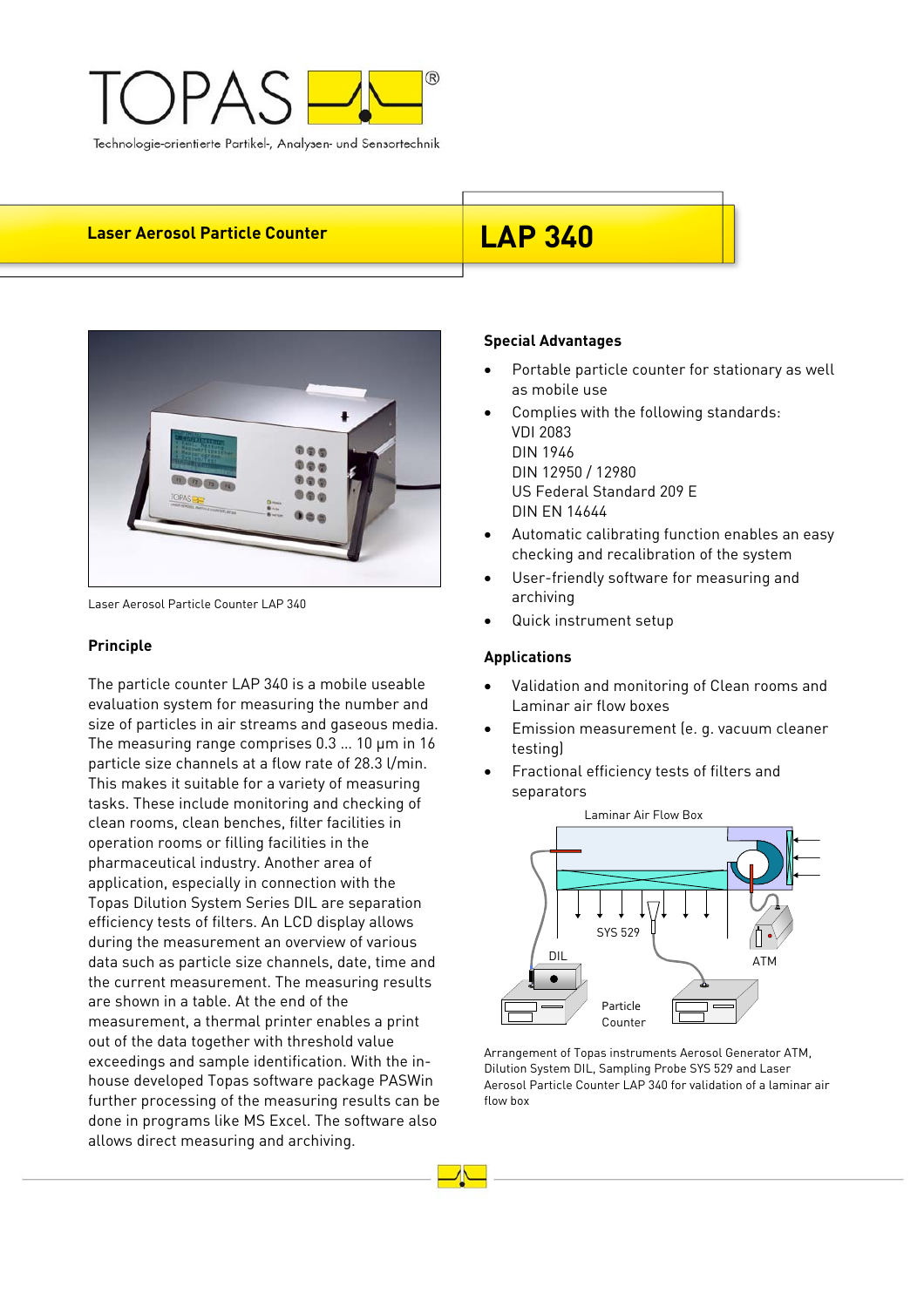TOPAS®

Technologie-orientierte Partikel-, Analysen- und Sensortechnik

# Laser Aerosol Particle Counter LAP 340

Laser Aerosol Particle Counter LAP 340

## Principle

The particle counter LAP 340 is a mobile useable evaluation system for measuring the number and size of particles in air streams and gaseous media. The measuring range comprises 0.3 ... 10 µm in 16 particle size channels at a flow rate of 28.3 l/min. This makes it suitable for a variety of measuring tasks. These include monitoring and checking of clean rooms, clean benches, filter facilities in operation rooms or filling facilities in the pharmaceutical industry. Another area of application, especially in connection with the Topas Dilution System Series DIL are separation efficiency tests of filters. An LCD display allows during the measurement an overview of various data such as particle size channels, date, time and the current measurement. The measuring results are shown in a table. At the end of the measurement, a thermal printer enables a print out of the data together with threshold value exceedings and sample identification. With the in-house developed Topas software package PASWin further processing of the measuring results can be done in programs like MS Excel. The software also allows direct measuring and archiving.

## Special Advantages

- Portable particle counter for stationary as well as mobile use
- Complies with the following standards:
  VDI 2083
  DIN 1946
  DIN 12950 / 12980
  US Federal Standard 209 E
  DIN EN 14644
- Automatic calibrating function enables an easy checking and recalibration of the system
- User-friendly software for measuring and archiving
- Quick instrument setup

## Applications

- Validation and monitoring of Clean rooms and Laminar air flow boxes
- Emission measurement (e. g. vacuum cleaner testing)
- Fractional efficiency tests of filters and separators

Laminar Air Flow Box

SYS 529 DIL ATM Particle Counter

Arrangement of Topas instruments Aerosol Generator ATM, Dilution System DIL, Sampling Probe SYS 529 and Laser Aerosol Particle Counter LAP 340 for validation of a laminar air flow box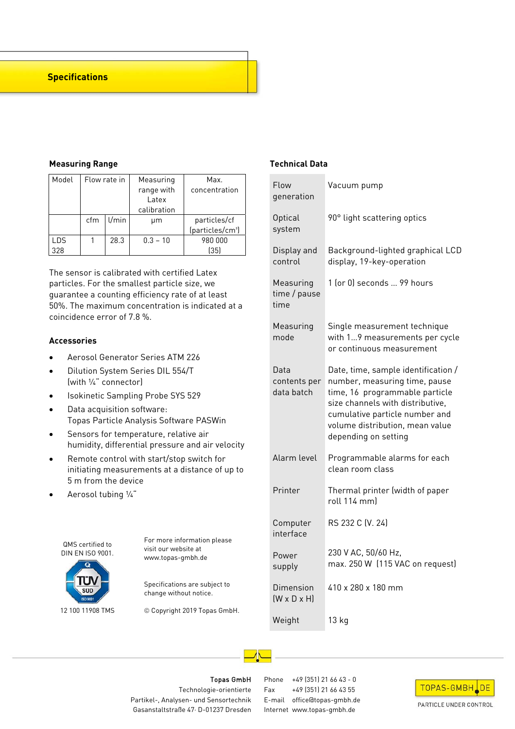## Specifications

### Measuring Range

| Model | Flow rate in | | Measuring range with Latex calibration | Max. concentration |
|---|---|---|---|---|
| | cfm | l/min | µm | particles/cf (particles/cm³) |
| LDS 328 | 1 | 28.3 | 0.3 – 10 | 980 000 (35) |

The sensor is calibrated with certified Latex particles. For the smallest particle size, we guarantee a counting efficiency rate of at least 50%. The maximum concentration is indicated at a coincidence error of 7.8 %.

### Accessories

- Aerosol Generator Series ATM 226
- Dilution System Series DIL 554/T (with ¼“ connector)
- Isokinetic Sampling Probe SYS 529
- Data acquisition software: Topas Particle Analysis Software PASWin
- Sensors for temperature, relative air humidity, differential pressure and air velocity
- Remote control with start/stop switch for initiating measurements at a distance of up to 5 m from the device
- Aerosol tubing ¼“

QMS certified to DIN EN ISO 9001.

12 100 11908 TMS

For more information please visit our website at www.topas-gmbh.de

Specifications are subject to change without notice.

© Copyright 2019 Topas GmbH.

### Technical Data

| | |
|---|---|
| Flow generation | Vacuum pump |
| Optical system | 90° light scattering optics |
| Display and control | Background-lighted graphical LCD display, 19-key-operation |
| Measuring time / pause time | 1 (or 0) seconds ... 99 hours |
| Measuring mode | Single measurement technique with 1...9 measurements per cycle or continuous measurement |
| Data contents per data batch | Date, time, sample identification / number, measuring time, pause time, 16 programmable particle size channels with distributive, cumulative particle number and volume distribution, mean value depending on setting |
| Alarm level | Programmable alarms for each clean room class |
| Printer | Thermal printer (width of paper roll 114 mm) |
| Computer interface | RS 232 C (V. 24) |
| Power supply | 230 V AC, 50/60 Hz, max. 250 W (115 VAC on request) |
| Dimension (W x D x H) | 410 x 280 x 180 mm |
| Weight | 13 kg |

**Topas GmbH**
Technologie-orientierte
Partikel-, Analysen- und Sensortechnik
Gasanstaltstraße 47· D-01237 Dresden

Phone +49 (351) 21 66 43 - 0
Fax +49 (351) 21 66 43 55
E-mail office@topas-gmbh.de
Internet www.topas-gmbh.de

TOPAS-GMBH.DE
PARTICLE UNDER CONTROL